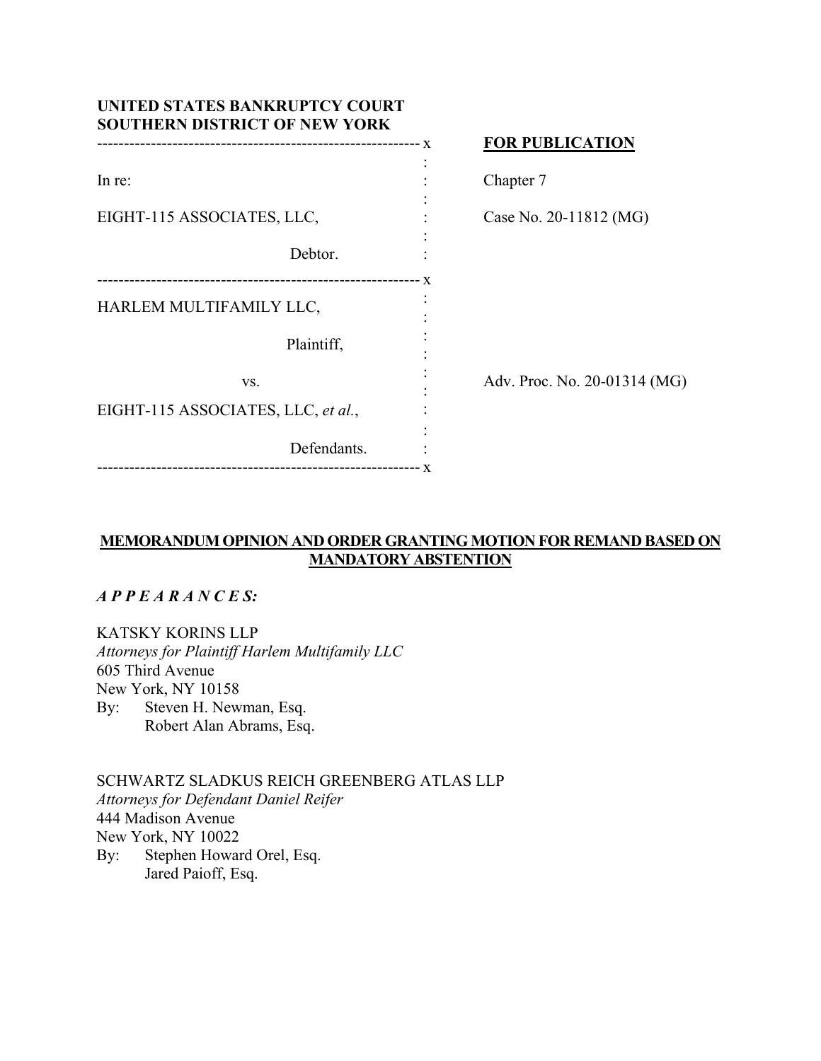**UNITED STATES BANKRUPTCY COURT**
**SOUTHERN DISTRICT OF NEW YORK**

**FOR PUBLICATION**

In re:

EIGHT-115 ASSOCIATES, LLC,

Debtor.

Chapter 7

Case No. 20-11812 (MG)

---

HARLEM MULTIFAMILY LLC,

Plaintiff,

vs.

EIGHT-115 ASSOCIATES, LLC, *et al.*,

Defendants.

Adv. Proc. No. 20-01314 (MG)

---

**MEMORANDUM OPINION AND ORDER GRANTING MOTION FOR REMAND BASED ON MANDATORY ABSTENTION**

***A P P E A R A N C E S:***

KATSKY KORINS LLP
*Attorneys for Plaintiff Harlem Multifamily LLC*
605 Third Avenue
New York, NY 10158
By: Steven H. Newman, Esq.
Robert Alan Abrams, Esq.

SCHWARTZ SLADKUS REICH GREENBERG ATLAS LLP
*Attorneys for Defendant Daniel Reifer*
444 Madison Avenue
New York, NY 10022
By: Stephen Howard Orel, Esq.
Jared Paioff, Esq.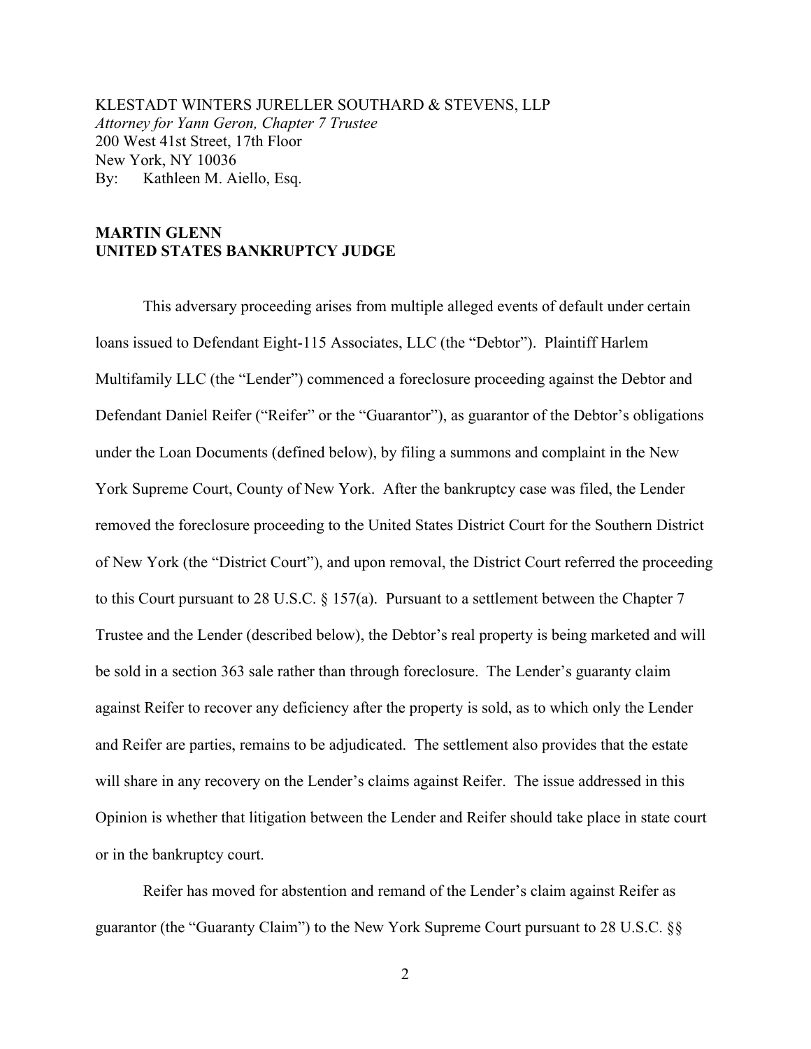KLESTADT WINTERS JURELLER SOUTHARD & STEVENS, LLP
*Attorney for Yann Geron, Chapter 7 Trustee*
200 West 41st Street, 17th Floor
New York, NY 10036
By: Kathleen M. Aiello, Esq.

**MARTIN GLENN**
**UNITED STATES BANKRUPTCY JUDGE**

This adversary proceeding arises from multiple alleged events of default under certain loans issued to Defendant Eight-115 Associates, LLC (the "Debtor"). Plaintiff Harlem Multifamily LLC (the "Lender") commenced a foreclosure proceeding against the Debtor and Defendant Daniel Reifer ("Reifer" or the "Guarantor"), as guarantor of the Debtor's obligations under the Loan Documents (defined below), by filing a summons and complaint in the New York Supreme Court, County of New York. After the bankruptcy case was filed, the Lender removed the foreclosure proceeding to the United States District Court for the Southern District of New York (the "District Court"), and upon removal, the District Court referred the proceeding to this Court pursuant to 28 U.S.C. § 157(a). Pursuant to a settlement between the Chapter 7 Trustee and the Lender (described below), the Debtor's real property is being marketed and will be sold in a section 363 sale rather than through foreclosure. The Lender's guaranty claim against Reifer to recover any deficiency after the property is sold, as to which only the Lender and Reifer are parties, remains to be adjudicated. The settlement also provides that the estate will share in any recovery on the Lender's claims against Reifer. The issue addressed in this Opinion is whether that litigation between the Lender and Reifer should take place in state court or in the bankruptcy court.

Reifer has moved for abstention and remand of the Lender's claim against Reifer as guarantor (the "Guaranty Claim") to the New York Supreme Court pursuant to 28 U.S.C. §§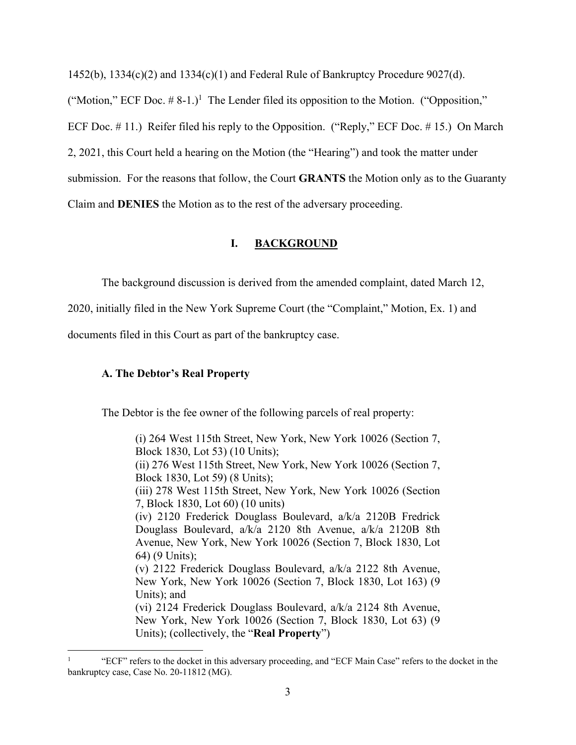1452(b), 1334(c)(2) and 1334(c)(1) and Federal Rule of Bankruptcy Procedure 9027(d). ("Motion," ECF Doc. # 8-1.)[1] The Lender filed its opposition to the Motion. ("Opposition," ECF Doc. # 11.) Reifer filed his reply to the Opposition. ("Reply," ECF Doc. # 15.) On March 2, 2021, this Court held a hearing on the Motion (the "Hearing") and took the matter under submission. For the reasons that follow, the Court **GRANTS** the Motion only as to the Guaranty Claim and **DENIES** the Motion as to the rest of the adversary proceeding.

## I. BACKGROUND

The background discussion is derived from the amended complaint, dated March 12, 2020, initially filed in the New York Supreme Court (the "Complaint," Motion, Ex. 1) and documents filed in this Court as part of the bankruptcy case.

### A. The Debtor's Real Property

The Debtor is the fee owner of the following parcels of real property:

> (i) 264 West 115th Street, New York, New York 10026 (Section 7, Block 1830, Lot 53) (10 Units);
> (ii) 276 West 115th Street, New York, New York 10026 (Section 7, Block 1830, Lot 59) (8 Units);
> (iii) 278 West 115th Street, New York, New York 10026 (Section 7, Block 1830, Lot 60) (10 units)
> (iv) 2120 Frederick Douglass Boulevard, a/k/a 2120B Fredrick Douglass Boulevard, a/k/a 2120 8th Avenue, a/k/a 2120B 8th Avenue, New York, New York 10026 (Section 7, Block 1830, Lot 64) (9 Units);
> (v) 2122 Frederick Douglass Boulevard, a/k/a 2122 8th Avenue, New York, New York 10026 (Section 7, Block 1830, Lot 163) (9 Units); and
> (vi) 2124 Frederick Douglass Boulevard, a/k/a 2124 8th Avenue, New York, New York 10026 (Section 7, Block 1830, Lot 63) (9 Units); (collectively, the "**Real Property**")

[1] "ECF" refers to the docket in this adversary proceeding, and "ECF Main Case" refers to the docket in the bankruptcy case, Case No. 20-11812 (MG).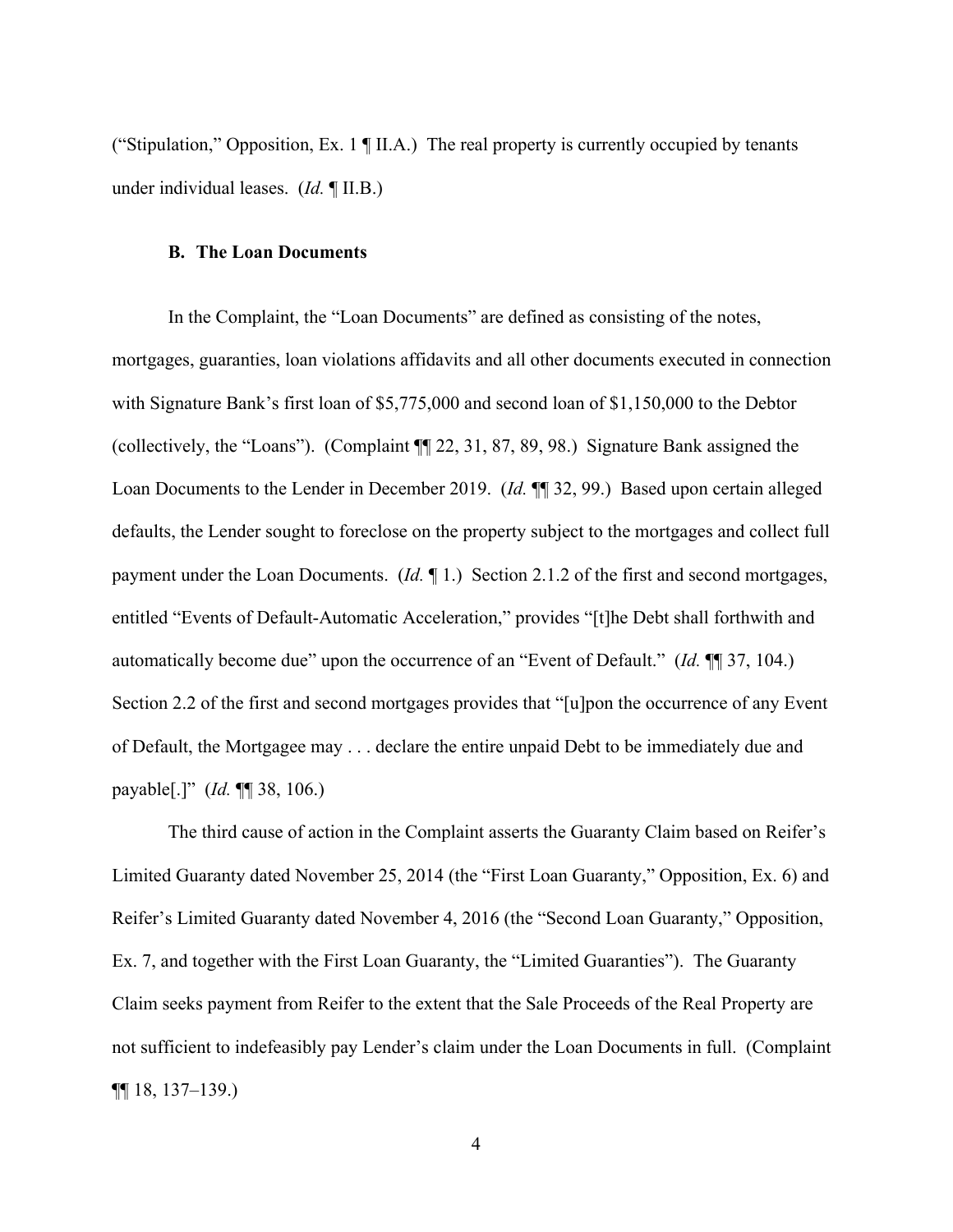("Stipulation," Opposition, Ex. 1 ¶ II.A.) The real property is currently occupied by tenants under individual leases. (*Id.* ¶ II.B.)

### B. The Loan Documents

In the Complaint, the "Loan Documents" are defined as consisting of the notes, mortgages, guaranties, loan violations affidavits and all other documents executed in connection with Signature Bank's first loan of $5,775,000 and second loan of $1,150,000 to the Debtor (collectively, the "Loans"). (Complaint ¶¶ 22, 31, 87, 89, 98.) Signature Bank assigned the Loan Documents to the Lender in December 2019. (*Id.* ¶¶ 32, 99.) Based upon certain alleged defaults, the Lender sought to foreclose on the property subject to the mortgages and collect full payment under the Loan Documents. (*Id.* ¶ 1.) Section 2.1.2 of the first and second mortgages, entitled "Events of Default-Automatic Acceleration," provides "[t]he Debt shall forthwith and automatically become due" upon the occurrence of an "Event of Default." (*Id.* ¶¶ 37, 104.) Section 2.2 of the first and second mortgages provides that "[u]pon the occurrence of any Event of Default, the Mortgagee may . . . declare the entire unpaid Debt to be immediately due and payable[.]" (*Id.* ¶¶ 38, 106.)

The third cause of action in the Complaint asserts the Guaranty Claim based on Reifer's Limited Guaranty dated November 25, 2014 (the "First Loan Guaranty," Opposition, Ex. 6) and Reifer's Limited Guaranty dated November 4, 2016 (the "Second Loan Guaranty," Opposition, Ex. 7, and together with the First Loan Guaranty, the "Limited Guaranties"). The Guaranty Claim seeks payment from Reifer to the extent that the Sale Proceeds of the Real Property are not sufficient to indefeasibly pay Lender's claim under the Loan Documents in full. (Complaint ¶¶ 18, 137–139.)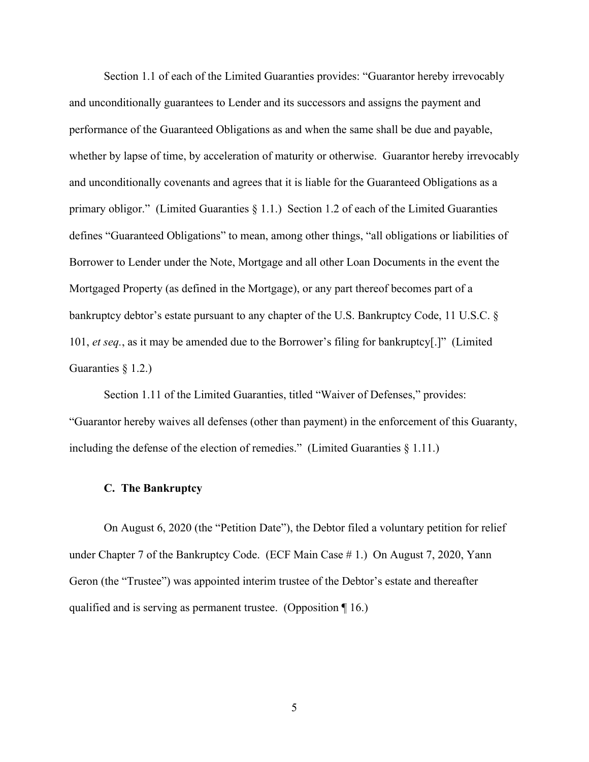Section 1.1 of each of the Limited Guaranties provides: "Guarantor hereby irrevocably and unconditionally guarantees to Lender and its successors and assigns the payment and performance of the Guaranteed Obligations as and when the same shall be due and payable, whether by lapse of time, by acceleration of maturity or otherwise. Guarantor hereby irrevocably and unconditionally covenants and agrees that it is liable for the Guaranteed Obligations as a primary obligor." (Limited Guaranties § 1.1.) Section 1.2 of each of the Limited Guaranties defines "Guaranteed Obligations" to mean, among other things, "all obligations or liabilities of Borrower to Lender under the Note, Mortgage and all other Loan Documents in the event the Mortgaged Property (as defined in the Mortgage), or any part thereof becomes part of a bankruptcy debtor's estate pursuant to any chapter of the U.S. Bankruptcy Code, 11 U.S.C. § 101, *et seq.*, as it may be amended due to the Borrower's filing for bankruptcy[.]" (Limited Guaranties § 1.2.)

Section 1.11 of the Limited Guaranties, titled "Waiver of Defenses," provides: "Guarantor hereby waives all defenses (other than payment) in the enforcement of this Guaranty, including the defense of the election of remedies." (Limited Guaranties § 1.11.)

### C. The Bankruptcy

On August 6, 2020 (the "Petition Date"), the Debtor filed a voluntary petition for relief under Chapter 7 of the Bankruptcy Code. (ECF Main Case # 1.) On August 7, 2020, Yann Geron (the "Trustee") was appointed interim trustee of the Debtor's estate and thereafter qualified and is serving as permanent trustee. (Opposition ¶ 16.)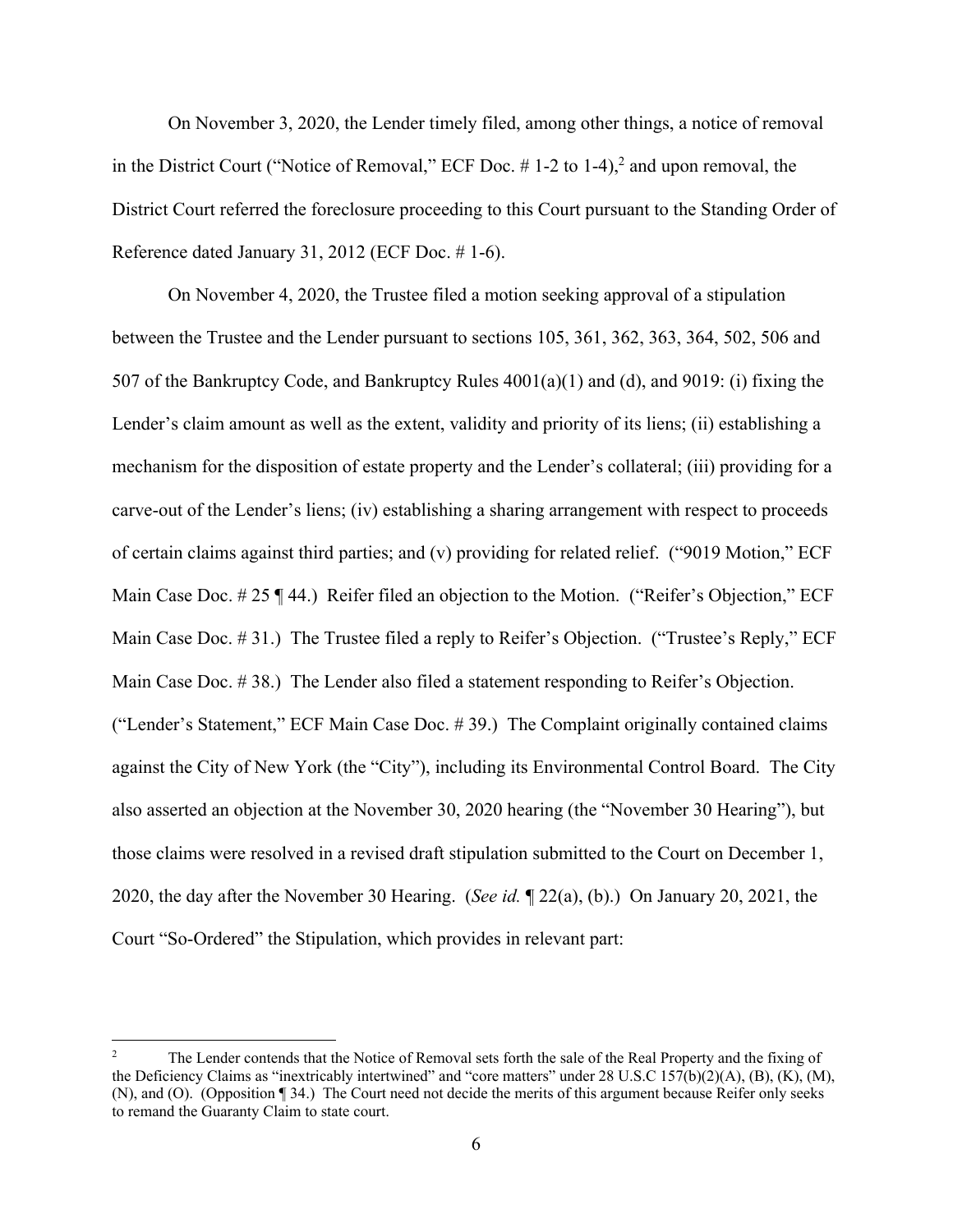On November 3, 2020, the Lender timely filed, among other things, a notice of removal in the District Court ("Notice of Removal," ECF Doc. # 1-2 to 1-4),[2] and upon removal, the District Court referred the foreclosure proceeding to this Court pursuant to the Standing Order of Reference dated January 31, 2012 (ECF Doc. # 1-6).

On November 4, 2020, the Trustee filed a motion seeking approval of a stipulation between the Trustee and the Lender pursuant to sections 105, 361, 362, 363, 364, 502, 506 and 507 of the Bankruptcy Code, and Bankruptcy Rules 4001(a)(1) and (d), and 9019: (i) fixing the Lender's claim amount as well as the extent, validity and priority of its liens; (ii) establishing a mechanism for the disposition of estate property and the Lender's collateral; (iii) providing for a carve-out of the Lender's liens; (iv) establishing a sharing arrangement with respect to proceeds of certain claims against third parties; and (v) providing for related relief. ("9019 Motion," ECF Main Case Doc. # 25 ¶ 44.) Reifer filed an objection to the Motion. ("Reifer's Objection," ECF Main Case Doc. # 31.) The Trustee filed a reply to Reifer's Objection. ("Trustee's Reply," ECF Main Case Doc. # 38.) The Lender also filed a statement responding to Reifer's Objection. ("Lender's Statement," ECF Main Case Doc. # 39.) The Complaint originally contained claims against the City of New York (the "City"), including its Environmental Control Board. The City also asserted an objection at the November 30, 2020 hearing (the "November 30 Hearing"), but those claims were resolved in a revised draft stipulation submitted to the Court on December 1, 2020, the day after the November 30 Hearing. (*See id.* ¶ 22(a), (b).) On January 20, 2021, the Court "So-Ordered" the Stipulation, which provides in relevant part:

---

[2] The Lender contends that the Notice of Removal sets forth the sale of the Real Property and the fixing of the Deficiency Claims as "inextricably intertwined" and "core matters" under 28 U.S.C 157(b)(2)(A), (B), (K), (M), (N), and (O). (Opposition ¶ 34.) The Court need not decide the merits of this argument because Reifer only seeks to remand the Guaranty Claim to state court.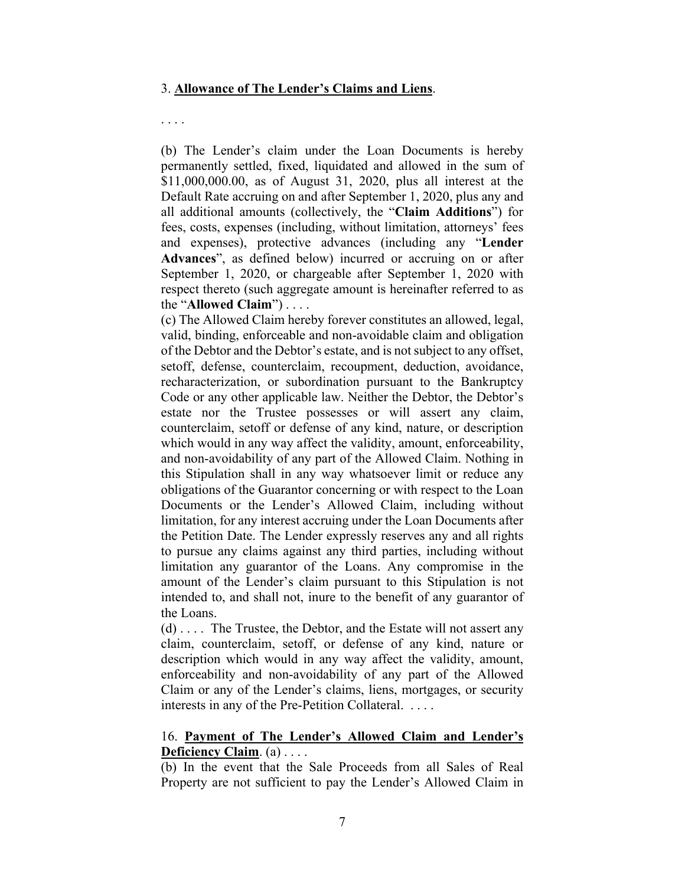3. **Allowance of The Lender's Claims and Liens**.

. . . .

(b) The Lender's claim under the Loan Documents is hereby permanently settled, fixed, liquidated and allowed in the sum of $11,000,000.00, as of August 31, 2020, plus all interest at the Default Rate accruing on and after September 1, 2020, plus any and all additional amounts (collectively, the "**Claim Additions**") for fees, costs, expenses (including, without limitation, attorneys' fees and expenses), protective advances (including any "**Lender Advances**", as defined below) incurred or accruing on or after September 1, 2020, or chargeable after September 1, 2020 with respect thereto (such aggregate amount is hereinafter referred to as the "**Allowed Claim**") . . . .

(c) The Allowed Claim hereby forever constitutes an allowed, legal, valid, binding, enforceable and non-avoidable claim and obligation of the Debtor and the Debtor's estate, and is not subject to any offset, setoff, defense, counterclaim, recoupment, deduction, avoidance, recharacterization, or subordination pursuant to the Bankruptcy Code or any other applicable law. Neither the Debtor, the Debtor's estate nor the Trustee possesses or will assert any claim, counterclaim, setoff or defense of any kind, nature, or description which would in any way affect the validity, amount, enforceability, and non-avoidability of any part of the Allowed Claim. Nothing in this Stipulation shall in any way whatsoever limit or reduce any obligations of the Guarantor concerning or with respect to the Loan Documents or the Lender's Allowed Claim, including without limitation, for any interest accruing under the Loan Documents after the Petition Date. The Lender expressly reserves any and all rights to pursue any claims against any third parties, including without limitation any guarantor of the Loans. Any compromise in the amount of the Lender's claim pursuant to this Stipulation is not intended to, and shall not, inure to the benefit of any guarantor of the Loans.

(d) . . . . The Trustee, the Debtor, and the Estate will not assert any claim, counterclaim, setoff, or defense of any kind, nature or description which would in any way affect the validity, amount, enforceability and non-avoidability of any part of the Allowed Claim or any of the Lender's claims, liens, mortgages, or security interests in any of the Pre-Petition Collateral. . . . .

16. **Payment of The Lender's Allowed Claim and Lender's Deficiency Claim**. (a) . . . .

(b) In the event that the Sale Proceeds from all Sales of Real Property are not sufficient to pay the Lender's Allowed Claim in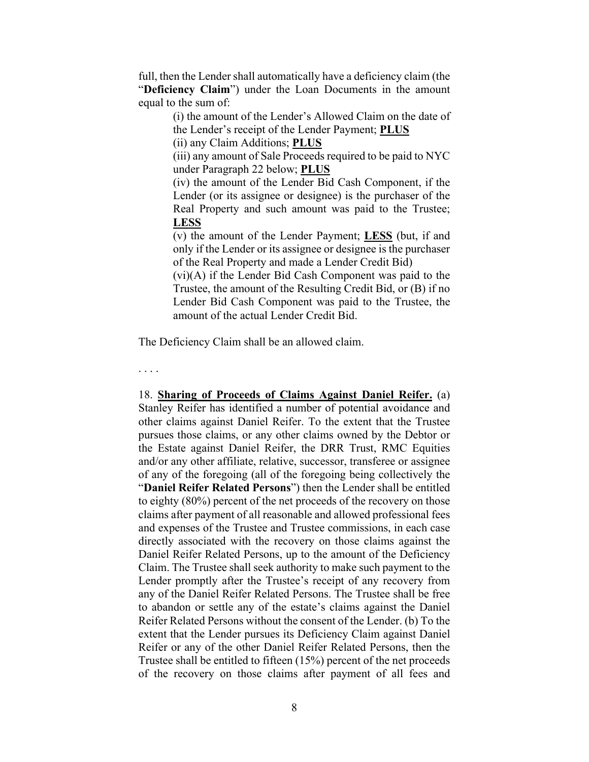full, then the Lender shall automatically have a deficiency claim (the "**Deficiency Claim**") under the Loan Documents in the amount equal to the sum of:

> (i) the amount of the Lender's Allowed Claim on the date of the Lender's receipt of the Lender Payment; **PLUS**
>
> (ii) any Claim Additions; **PLUS**
>
> (iii) any amount of Sale Proceeds required to be paid to NYC under Paragraph 22 below; **PLUS**
>
> (iv) the amount of the Lender Bid Cash Component, if the Lender (or its assignee or designee) is the purchaser of the Real Property and such amount was paid to the Trustee; **LESS**
>
> (v) the amount of the Lender Payment; **LESS** (but, if and only if the Lender or its assignee or designee is the purchaser of the Real Property and made a Lender Credit Bid)
>
> (vi)(A) if the Lender Bid Cash Component was paid to the Trustee, the amount of the Resulting Credit Bid, or (B) if no Lender Bid Cash Component was paid to the Trustee, the amount of the actual Lender Credit Bid.

The Deficiency Claim shall be an allowed claim.

. . . .

18. **Sharing of Proceeds of Claims Against Daniel Reifer.** (a) Stanley Reifer has identified a number of potential avoidance and other claims against Daniel Reifer. To the extent that the Trustee pursues those claims, or any other claims owned by the Debtor or the Estate against Daniel Reifer, the DRR Trust, RMC Equities and/or any other affiliate, relative, successor, transferee or assignee of any of the foregoing (all of the foregoing being collectively the "**Daniel Reifer Related Persons**") then the Lender shall be entitled to eighty (80%) percent of the net proceeds of the recovery on those claims after payment of all reasonable and allowed professional fees and expenses of the Trustee and Trustee commissions, in each case directly associated with the recovery on those claims against the Daniel Reifer Related Persons, up to the amount of the Deficiency Claim. The Trustee shall seek authority to make such payment to the Lender promptly after the Trustee's receipt of any recovery from any of the Daniel Reifer Related Persons. The Trustee shall be free to abandon or settle any of the estate's claims against the Daniel Reifer Related Persons without the consent of the Lender. (b) To the extent that the Lender pursues its Deficiency Claim against Daniel Reifer or any of the other Daniel Reifer Related Persons, then the Trustee shall be entitled to fifteen (15%) percent of the net proceeds of the recovery on those claims after payment of all fees and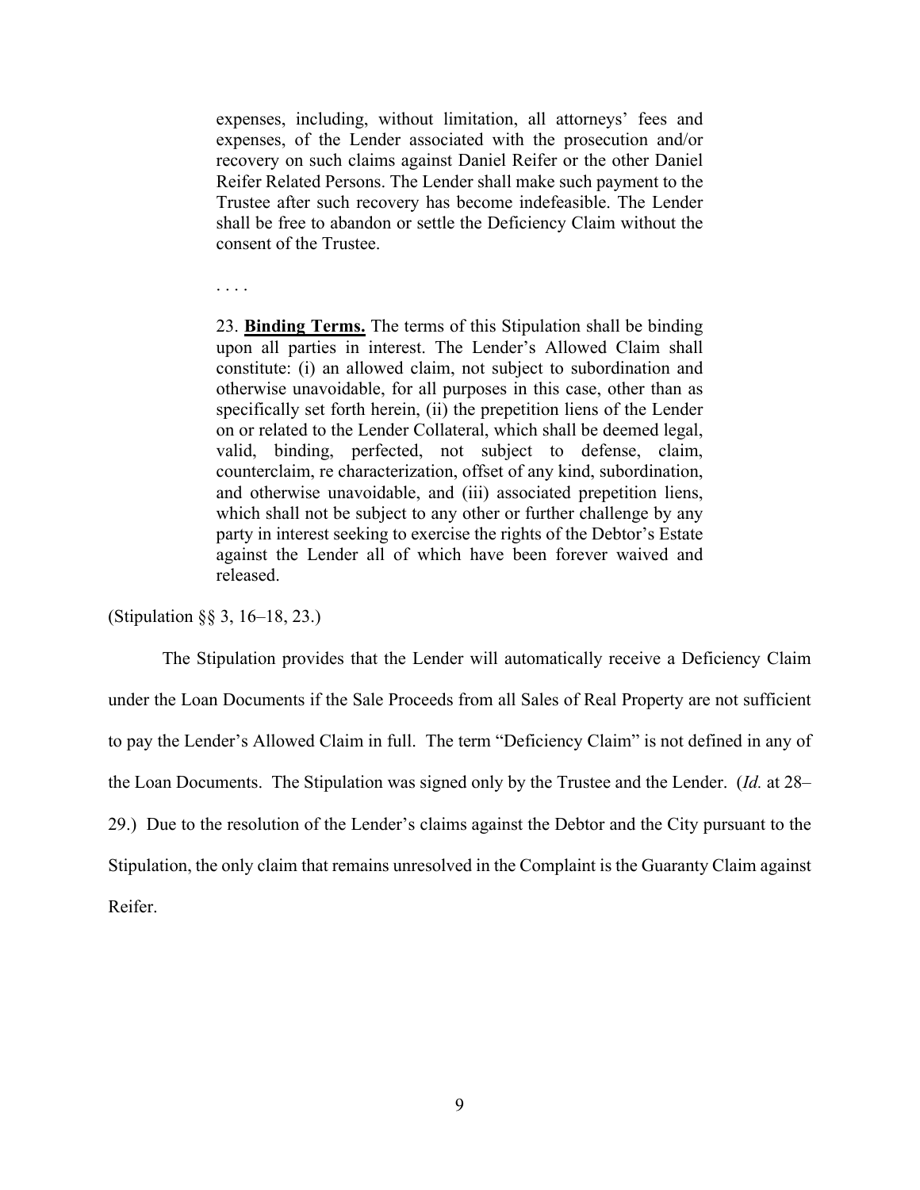> expenses, including, without limitation, all attorneys' fees and expenses, of the Lender associated with the prosecution and/or recovery on such claims against Daniel Reifer or the other Daniel Reifer Related Persons. The Lender shall make such payment to the Trustee after such recovery has become indefeasible. The Lender shall be free to abandon or settle the Deficiency Claim without the consent of the Trustee.
>
> . . . .
>
> 23. **Binding Terms.** The terms of this Stipulation shall be binding upon all parties in interest. The Lender's Allowed Claim shall constitute: (i) an allowed claim, not subject to subordination and otherwise unavoidable, for all purposes in this case, other than as specifically set forth herein, (ii) the prepetition liens of the Lender on or related to the Lender Collateral, which shall be deemed legal, valid, binding, perfected, not subject to defense, claim, counterclaim, re characterization, offset of any kind, subordination, and otherwise unavoidable, and (iii) associated prepetition liens, which shall not be subject to any other or further challenge by any party in interest seeking to exercise the rights of the Debtor's Estate against the Lender all of which have been forever waived and released.

(Stipulation §§ 3, 16–18, 23.)

The Stipulation provides that the Lender will automatically receive a Deficiency Claim under the Loan Documents if the Sale Proceeds from all Sales of Real Property are not sufficient to pay the Lender's Allowed Claim in full. The term "Deficiency Claim" is not defined in any of the Loan Documents. The Stipulation was signed only by the Trustee and the Lender. (*Id.* at 28–29.) Due to the resolution of the Lender's claims against the Debtor and the City pursuant to the Stipulation, the only claim that remains unresolved in the Complaint is the Guaranty Claim against Reifer.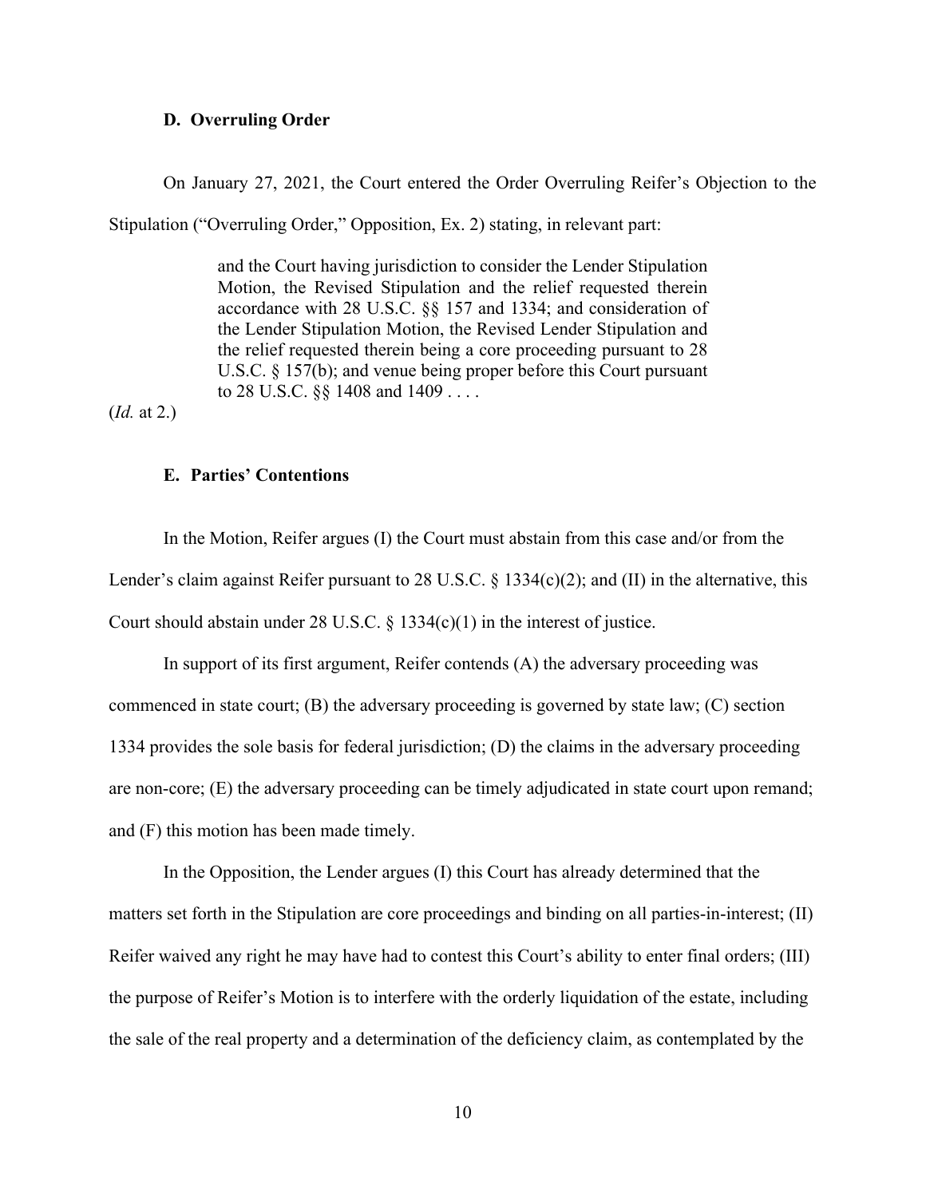### D. Overruling Order

On January 27, 2021, the Court entered the Order Overruling Reifer's Objection to the Stipulation ("Overruling Order," Opposition, Ex. 2) stating, in relevant part:

> and the Court having jurisdiction to consider the Lender Stipulation Motion, the Revised Stipulation and the relief requested therein accordance with 28 U.S.C. §§ 157 and 1334; and consideration of the Lender Stipulation Motion, the Revised Lender Stipulation and the relief requested therein being a core proceeding pursuant to 28 U.S.C. § 157(b); and venue being proper before this Court pursuant to 28 U.S.C. §§ 1408 and 1409 . . . .

(*Id.* at 2.)

### E. Parties' Contentions

In the Motion, Reifer argues (I) the Court must abstain from this case and/or from the Lender's claim against Reifer pursuant to 28 U.S.C. § 1334(c)(2); and (II) in the alternative, this Court should abstain under 28 U.S.C. § 1334(c)(1) in the interest of justice.

In support of its first argument, Reifer contends (A) the adversary proceeding was commenced in state court; (B) the adversary proceeding is governed by state law; (C) section 1334 provides the sole basis for federal jurisdiction; (D) the claims in the adversary proceeding are non-core; (E) the adversary proceeding can be timely adjudicated in state court upon remand; and (F) this motion has been made timely.

In the Opposition, the Lender argues (I) this Court has already determined that the matters set forth in the Stipulation are core proceedings and binding on all parties-in-interest; (II) Reifer waived any right he may have had to contest this Court's ability to enter final orders; (III) the purpose of Reifer's Motion is to interfere with the orderly liquidation of the estate, including the sale of the real property and a determination of the deficiency claim, as contemplated by the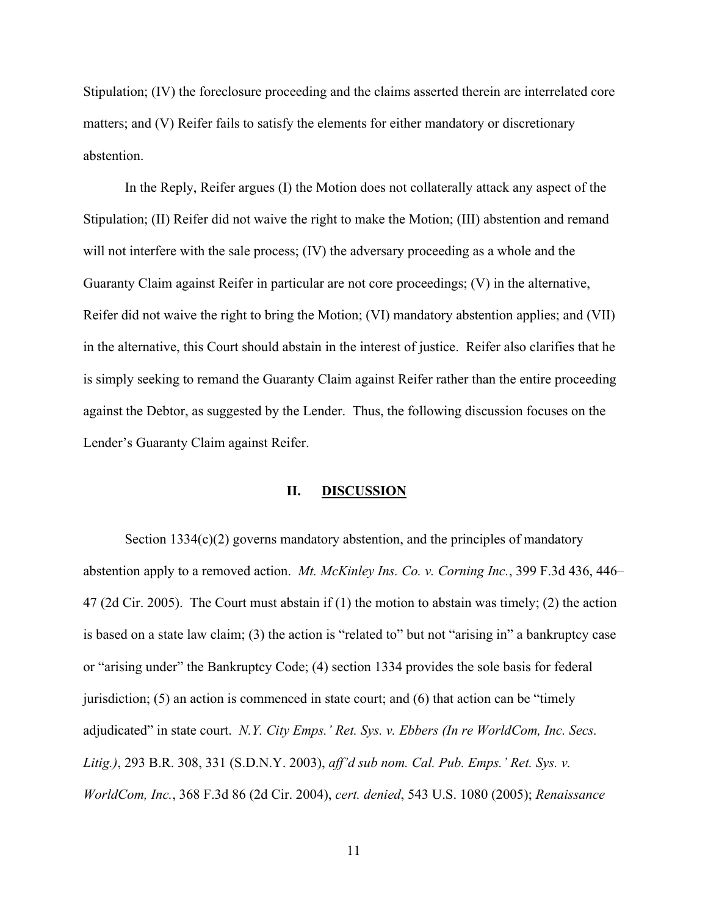Stipulation; (IV) the foreclosure proceeding and the claims asserted therein are interrelated core matters; and (V) Reifer fails to satisfy the elements for either mandatory or discretionary abstention.

In the Reply, Reifer argues (I) the Motion does not collaterally attack any aspect of the Stipulation; (II) Reifer did not waive the right to make the Motion; (III) abstention and remand will not interfere with the sale process; (IV) the adversary proceeding as a whole and the Guaranty Claim against Reifer in particular are not core proceedings; (V) in the alternative, Reifer did not waive the right to bring the Motion; (VI) mandatory abstention applies; and (VII) in the alternative, this Court should abstain in the interest of justice. Reifer also clarifies that he is simply seeking to remand the Guaranty Claim against Reifer rather than the entire proceeding against the Debtor, as suggested by the Lender. Thus, the following discussion focuses on the Lender's Guaranty Claim against Reifer.

## II. DISCUSSION

Section 1334(c)(2) governs mandatory abstention, and the principles of mandatory abstention apply to a removed action. *Mt. McKinley Ins. Co. v. Corning Inc.*, 399 F.3d 436, 446–47 (2d Cir. 2005). The Court must abstain if (1) the motion to abstain was timely; (2) the action is based on a state law claim; (3) the action is "related to" but not "arising in" a bankruptcy case or "arising under" the Bankruptcy Code; (4) section 1334 provides the sole basis for federal jurisdiction; (5) an action is commenced in state court; and (6) that action can be "timely adjudicated" in state court. *N.Y. City Emps.' Ret. Sys. v. Ebbers (In re WorldCom, Inc. Secs. Litig.)*, 293 B.R. 308, 331 (S.D.N.Y. 2003), *aff'd sub nom. Cal. Pub. Emps.' Ret. Sys. v. WorldCom, Inc.*, 368 F.3d 86 (2d Cir. 2004), *cert. denied*, 543 U.S. 1080 (2005); *Renaissance*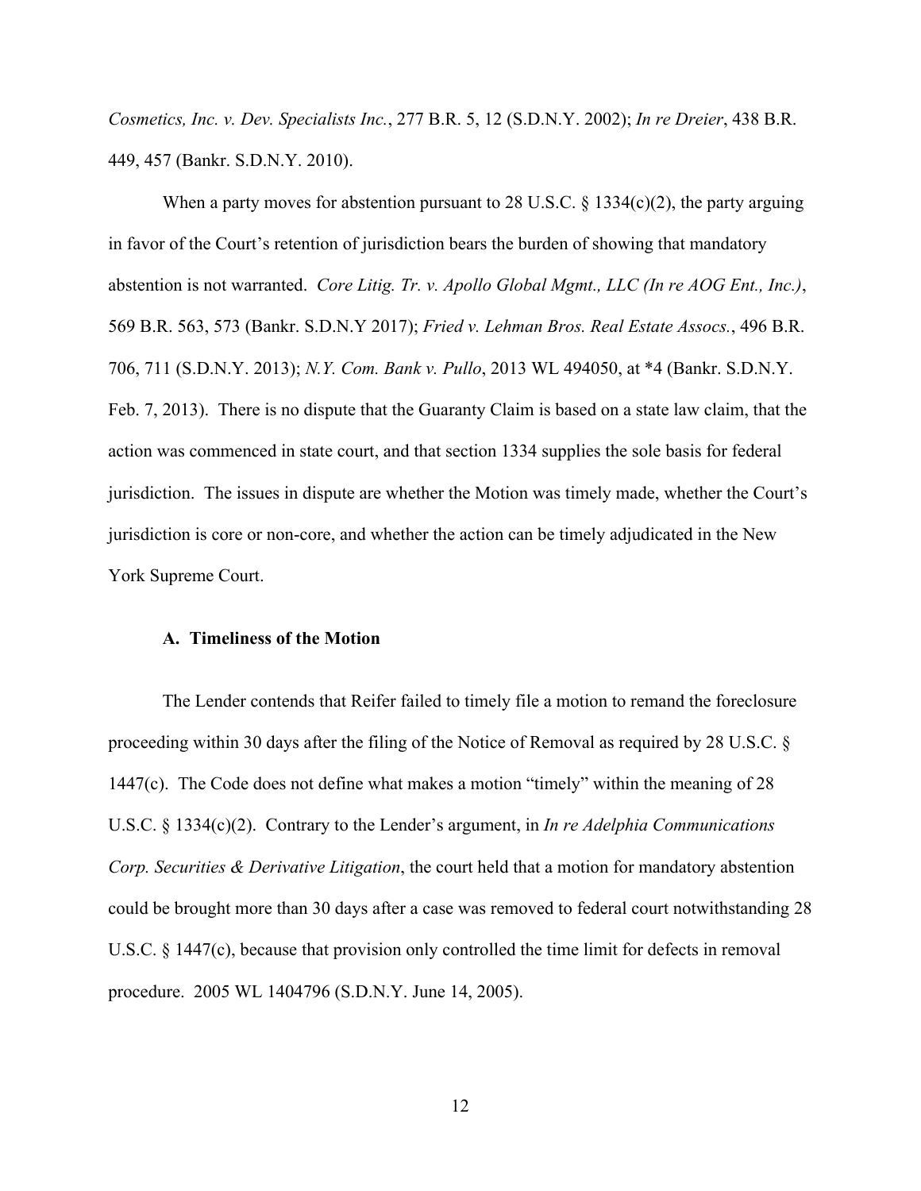*Cosmetics, Inc. v. Dev. Specialists Inc.*, 277 B.R. 5, 12 (S.D.N.Y. 2002); *In re Dreier*, 438 B.R. 449, 457 (Bankr. S.D.N.Y. 2010).

When a party moves for abstention pursuant to 28 U.S.C. § 1334(c)(2), the party arguing in favor of the Court's retention of jurisdiction bears the burden of showing that mandatory abstention is not warranted. *Core Litig. Tr. v. Apollo Global Mgmt., LLC (In re AOG Ent., Inc.)*, 569 B.R. 563, 573 (Bankr. S.D.N.Y 2017); *Fried v. Lehman Bros. Real Estate Assocs.*, 496 B.R. 706, 711 (S.D.N.Y. 2013); *N.Y. Com. Bank v. Pullo*, 2013 WL 494050, at *4 (Bankr. S.D.N.Y. Feb. 7, 2013). There is no dispute that the Guaranty Claim is based on a state law claim, that the action was commenced in state court, and that section 1334 supplies the sole basis for federal jurisdiction. The issues in dispute are whether the Motion was timely made, whether the Court's jurisdiction is core or non-core, and whether the action can be timely adjudicated in the New York Supreme Court.

### A. Timeliness of the Motion

The Lender contends that Reifer failed to timely file a motion to remand the foreclosure proceeding within 30 days after the filing of the Notice of Removal as required by 28 U.S.C. § 1447(c). The Code does not define what makes a motion "timely" within the meaning of 28 U.S.C. § 1334(c)(2). Contrary to the Lender's argument, in *In re Adelphia Communications Corp. Securities & Derivative Litigation*, the court held that a motion for mandatory abstention could be brought more than 30 days after a case was removed to federal court notwithstanding 28 U.S.C. § 1447(c), because that provision only controlled the time limit for defects in removal procedure. 2005 WL 1404796 (S.D.N.Y. June 14, 2005).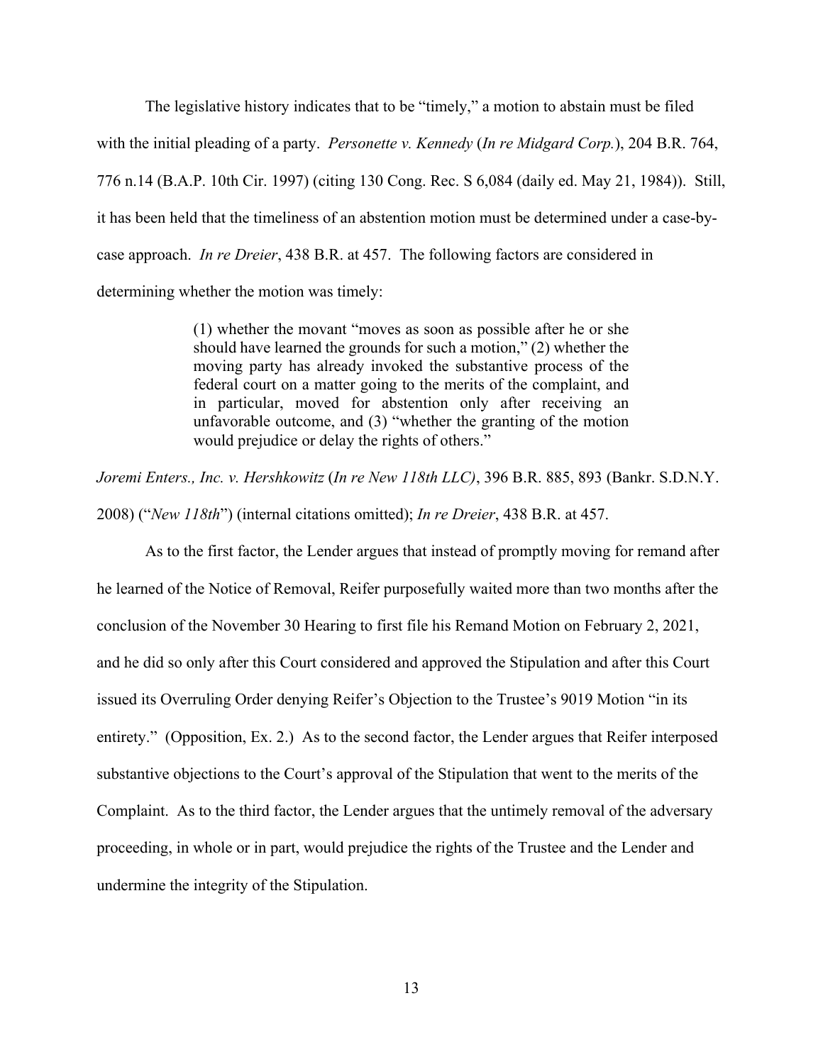The legislative history indicates that to be "timely," a motion to abstain must be filed with the initial pleading of a party. *Personette v. Kennedy* (*In re Midgard Corp.*), 204 B.R. 764, 776 n.14 (B.A.P. 10th Cir. 1997) (citing 130 Cong. Rec. S 6,084 (daily ed. May 21, 1984)). Still, it has been held that the timeliness of an abstention motion must be determined under a case-by-case approach. *In re Dreier*, 438 B.R. at 457. The following factors are considered in determining whether the motion was timely:

> (1) whether the movant "moves as soon as possible after he or she should have learned the grounds for such a motion," (2) whether the moving party has already invoked the substantive process of the federal court on a matter going to the merits of the complaint, and in particular, moved for abstention only after receiving an unfavorable outcome, and (3) "whether the granting of the motion would prejudice or delay the rights of others."

*Joremi Enters., Inc. v. Hershkowitz* (*In re New 118th LLC)*, 396 B.R. 885, 893 (Bankr. S.D.N.Y. 2008) ("*New 118th*") (internal citations omitted); *In re Dreier*, 438 B.R. at 457.

As to the first factor, the Lender argues that instead of promptly moving for remand after he learned of the Notice of Removal, Reifer purposefully waited more than two months after the conclusion of the November 30 Hearing to first file his Remand Motion on February 2, 2021, and he did so only after this Court considered and approved the Stipulation and after this Court issued its Overruling Order denying Reifer's Objection to the Trustee's 9019 Motion "in its entirety." (Opposition, Ex. 2.) As to the second factor, the Lender argues that Reifer interposed substantive objections to the Court's approval of the Stipulation that went to the merits of the Complaint. As to the third factor, the Lender argues that the untimely removal of the adversary proceeding, in whole or in part, would prejudice the rights of the Trustee and the Lender and undermine the integrity of the Stipulation.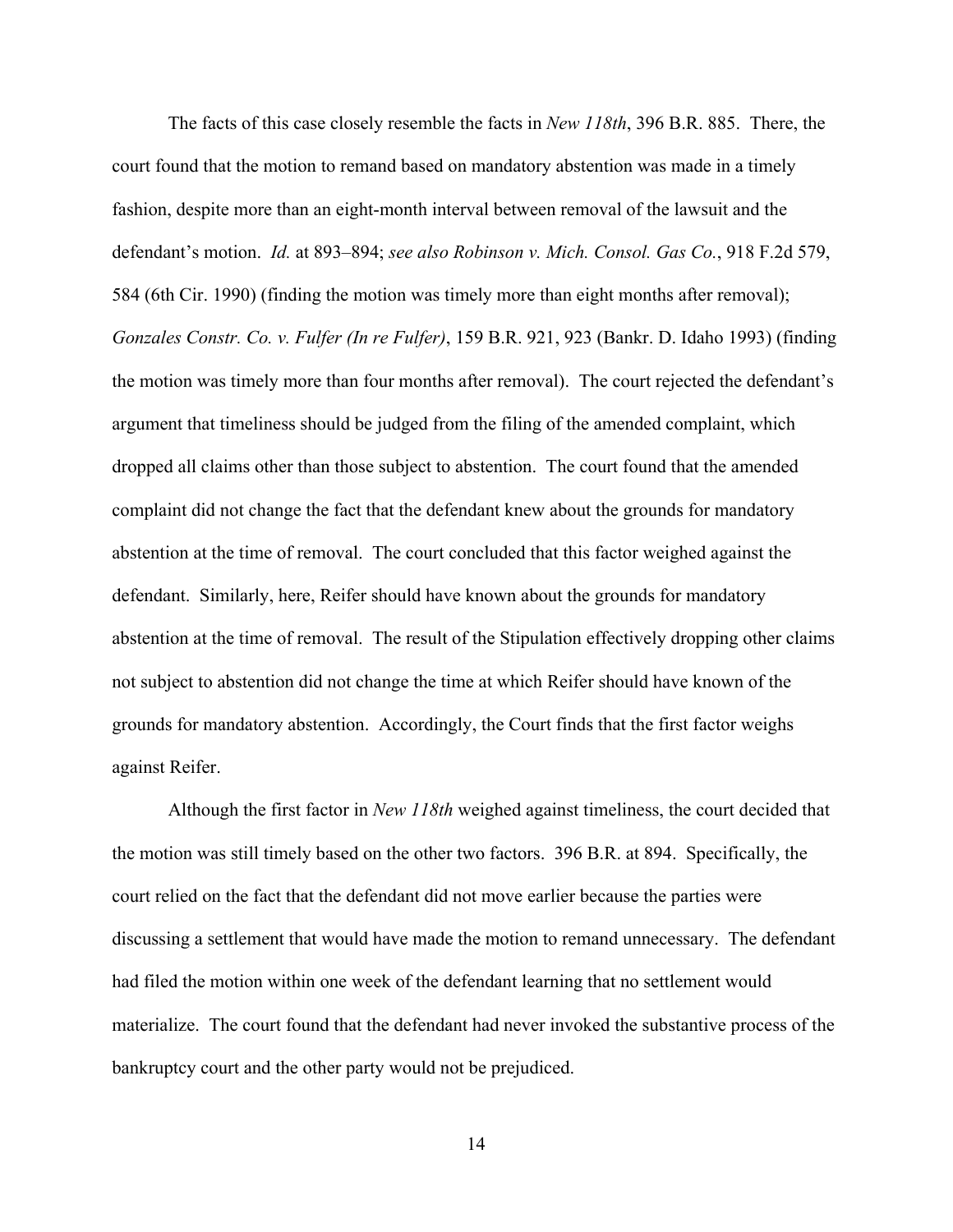The facts of this case closely resemble the facts in *New 118th*, 396 B.R. 885. There, the court found that the motion to remand based on mandatory abstention was made in a timely fashion, despite more than an eight-month interval between removal of the lawsuit and the defendant's motion. *Id.* at 893–894; *see also Robinson v. Mich. Consol. Gas Co.*, 918 F.2d 579, 584 (6th Cir. 1990) (finding the motion was timely more than eight months after removal); *Gonzales Constr. Co. v. Fulfer (In re Fulfer)*, 159 B.R. 921, 923 (Bankr. D. Idaho 1993) (finding the motion was timely more than four months after removal). The court rejected the defendant's argument that timeliness should be judged from the filing of the amended complaint, which dropped all claims other than those subject to abstention. The court found that the amended complaint did not change the fact that the defendant knew about the grounds for mandatory abstention at the time of removal. The court concluded that this factor weighed against the defendant. Similarly, here, Reifer should have known about the grounds for mandatory abstention at the time of removal. The result of the Stipulation effectively dropping other claims not subject to abstention did not change the time at which Reifer should have known of the grounds for mandatory abstention. Accordingly, the Court finds that the first factor weighs against Reifer.

Although the first factor in *New 118th* weighed against timeliness, the court decided that the motion was still timely based on the other two factors. 396 B.R. at 894. Specifically, the court relied on the fact that the defendant did not move earlier because the parties were discussing a settlement that would have made the motion to remand unnecessary. The defendant had filed the motion within one week of the defendant learning that no settlement would materialize. The court found that the defendant had never invoked the substantive process of the bankruptcy court and the other party would not be prejudiced.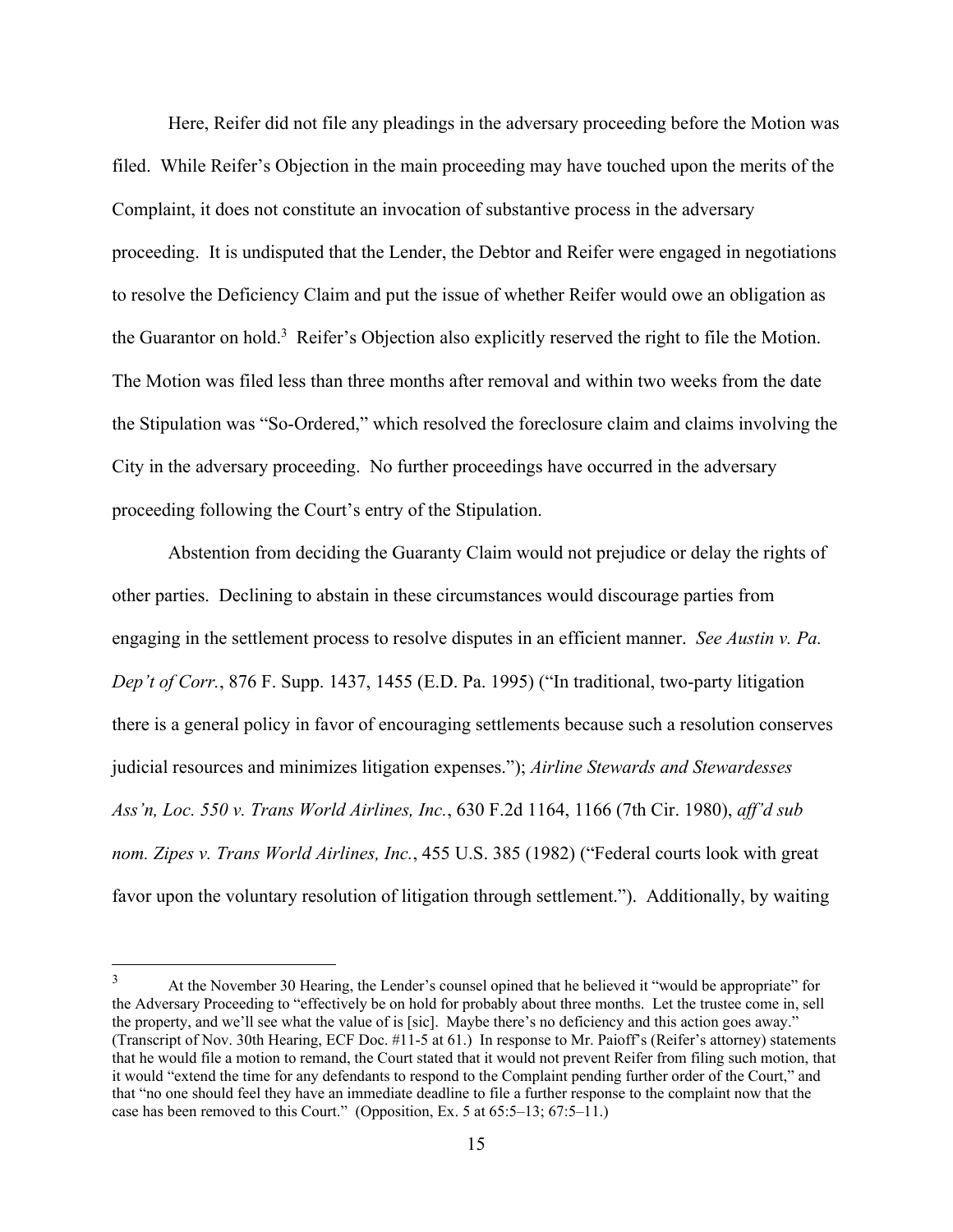Here, Reifer did not file any pleadings in the adversary proceeding before the Motion was filed. While Reifer's Objection in the main proceeding may have touched upon the merits of the Complaint, it does not constitute an invocation of substantive process in the adversary proceeding. It is undisputed that the Lender, the Debtor and Reifer were engaged in negotiations to resolve the Deficiency Claim and put the issue of whether Reifer would owe an obligation as the Guarantor on hold.[3] Reifer's Objection also explicitly reserved the right to file the Motion. The Motion was filed less than three months after removal and within two weeks from the date the Stipulation was "So-Ordered," which resolved the foreclosure claim and claims involving the City in the adversary proceeding. No further proceedings have occurred in the adversary proceeding following the Court's entry of the Stipulation.

Abstention from deciding the Guaranty Claim would not prejudice or delay the rights of other parties. Declining to abstain in these circumstances would discourage parties from engaging in the settlement process to resolve disputes in an efficient manner. *See Austin v. Pa. Dep't of Corr.*, 876 F. Supp. 1437, 1455 (E.D. Pa. 1995) ("In traditional, two-party litigation there is a general policy in favor of encouraging settlements because such a resolution conserves judicial resources and minimizes litigation expenses."); *Airline Stewards and Stewardesses Ass'n, Loc. 550 v. Trans World Airlines, Inc.*, 630 F.2d 1164, 1166 (7th Cir. 1980), *aff'd sub nom. Zipes v. Trans World Airlines, Inc.*, 455 U.S. 385 (1982) ("Federal courts look with great favor upon the voluntary resolution of litigation through settlement."). Additionally, by waiting

---

[3] At the November 30 Hearing, the Lender's counsel opined that he believed it "would be appropriate" for the Adversary Proceeding to "effectively be on hold for probably about three months. Let the trustee come in, sell the property, and we'll see what the value of is [sic]. Maybe there's no deficiency and this action goes away." (Transcript of Nov. 30th Hearing, ECF Doc. #11-5 at 61.) In response to Mr. Paioff's (Reifer's attorney) statements that he would file a motion to remand, the Court stated that it would not prevent Reifer from filing such motion, that it would "extend the time for any defendants to respond to the Complaint pending further order of the Court," and that "no one should feel they have an immediate deadline to file a further response to the complaint now that the case has been removed to this Court." (Opposition, Ex. 5 at 65:5–13; 67:5–11.)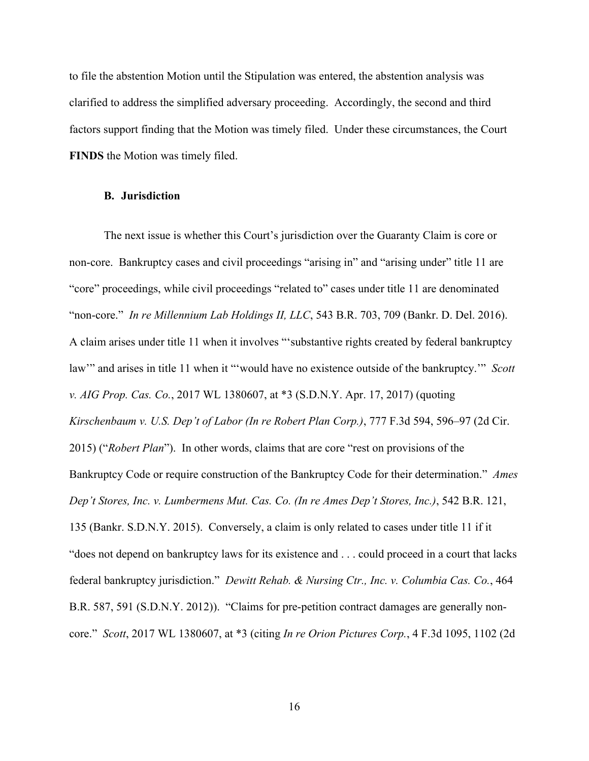to file the abstention Motion until the Stipulation was entered, the abstention analysis was clarified to address the simplified adversary proceeding. Accordingly, the second and third factors support finding that the Motion was timely filed. Under these circumstances, the Court **FINDS** the Motion was timely filed.

### B. Jurisdiction

The next issue is whether this Court's jurisdiction over the Guaranty Claim is core or non-core. Bankruptcy cases and civil proceedings "arising in" and "arising under" title 11 are "core" proceedings, while civil proceedings "related to" cases under title 11 are denominated "non-core." *In re Millennium Lab Holdings II, LLC*, 543 B.R. 703, 709 (Bankr. D. Del. 2016). A claim arises under title 11 when it involves "'substantive rights created by federal bankruptcy law'" and arises in title 11 when it "'would have no existence outside of the bankruptcy.'" *Scott v. AIG Prop. Cas. Co.*, 2017 WL 1380607, at *3 (S.D.N.Y. Apr. 17, 2017) (quoting *Kirschenbaum v. U.S. Dep't of Labor (In re Robert Plan Corp.)*, 777 F.3d 594, 596–97 (2d Cir. 2015) ("*Robert Plan*"). In other words, claims that are core "rest on provisions of the Bankruptcy Code or require construction of the Bankruptcy Code for their determination." *Ames Dep't Stores, Inc. v. Lumbermens Mut. Cas. Co. (In re Ames Dep't Stores, Inc.)*, 542 B.R. 121, 135 (Bankr. S.D.N.Y. 2015). Conversely, a claim is only related to cases under title 11 if it "does not depend on bankruptcy laws for its existence and . . . could proceed in a court that lacks federal bankruptcy jurisdiction." *Dewitt Rehab. & Nursing Ctr., Inc. v. Columbia Cas. Co.*, 464 B.R. 587, 591 (S.D.N.Y. 2012)). "Claims for pre-petition contract damages are generally non-core." *Scott*, 2017 WL 1380607, at *3 (citing *In re Orion Pictures Corp.*, 4 F.3d 1095, 1102 (2d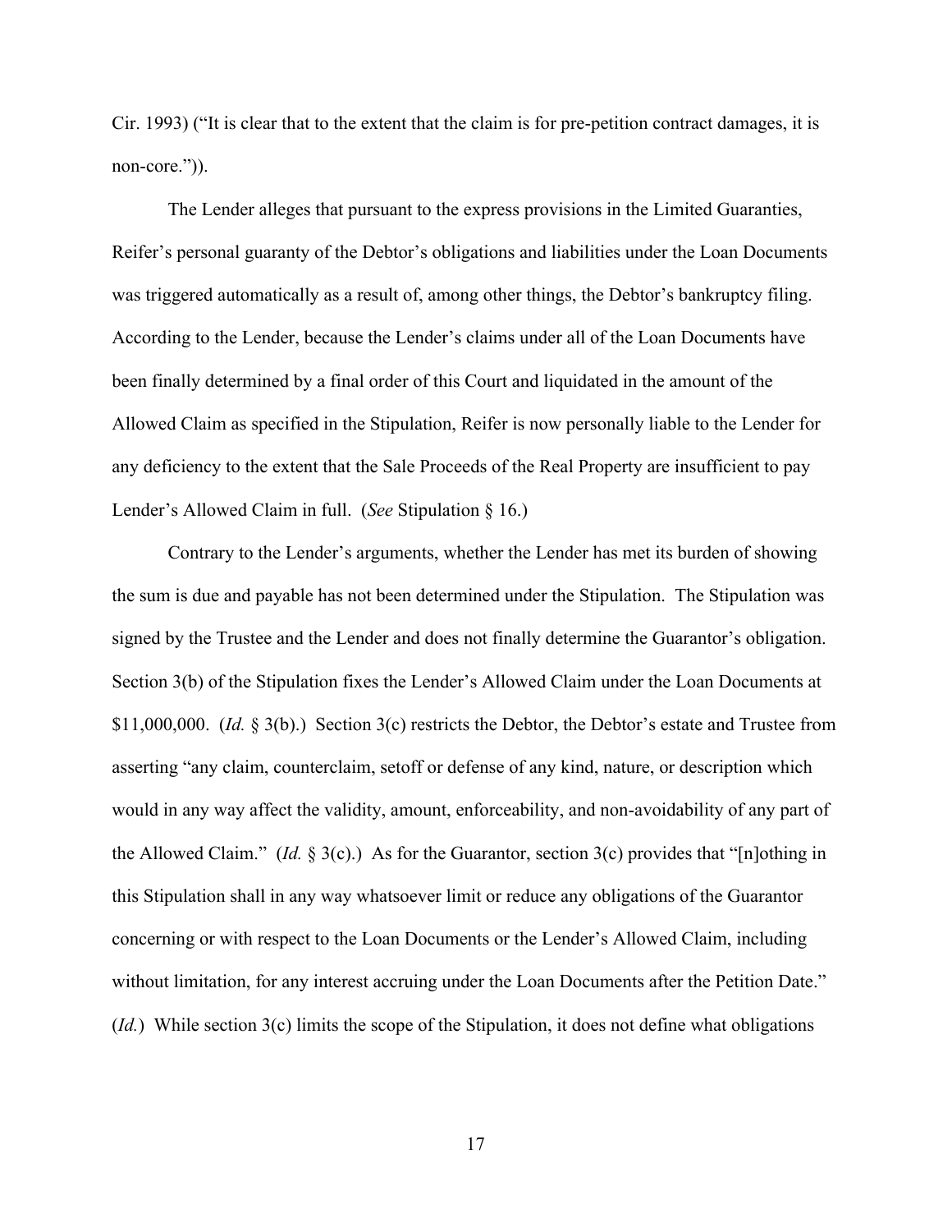Cir. 1993) ("It is clear that to the extent that the claim is for pre-petition contract damages, it is non-core.")).

The Lender alleges that pursuant to the express provisions in the Limited Guaranties, Reifer's personal guaranty of the Debtor's obligations and liabilities under the Loan Documents was triggered automatically as a result of, among other things, the Debtor's bankruptcy filing. According to the Lender, because the Lender's claims under all of the Loan Documents have been finally determined by a final order of this Court and liquidated in the amount of the Allowed Claim as specified in the Stipulation, Reifer is now personally liable to the Lender for any deficiency to the extent that the Sale Proceeds of the Real Property are insufficient to pay Lender's Allowed Claim in full. (*See* Stipulation § 16.)

Contrary to the Lender's arguments, whether the Lender has met its burden of showing the sum is due and payable has not been determined under the Stipulation. The Stipulation was signed by the Trustee and the Lender and does not finally determine the Guarantor's obligation. Section 3(b) of the Stipulation fixes the Lender's Allowed Claim under the Loan Documents at $11,000,000. (*Id.* § 3(b).) Section 3(c) restricts the Debtor, the Debtor's estate and Trustee from asserting "any claim, counterclaim, setoff or defense of any kind, nature, or description which would in any way affect the validity, amount, enforceability, and non-avoidability of any part of the Allowed Claim." (*Id.* § 3(c).) As for the Guarantor, section 3(c) provides that "[n]othing in this Stipulation shall in any way whatsoever limit or reduce any obligations of the Guarantor concerning or with respect to the Loan Documents or the Lender's Allowed Claim, including without limitation, for any interest accruing under the Loan Documents after the Petition Date." (*Id.*) While section 3(c) limits the scope of the Stipulation, it does not define what obligations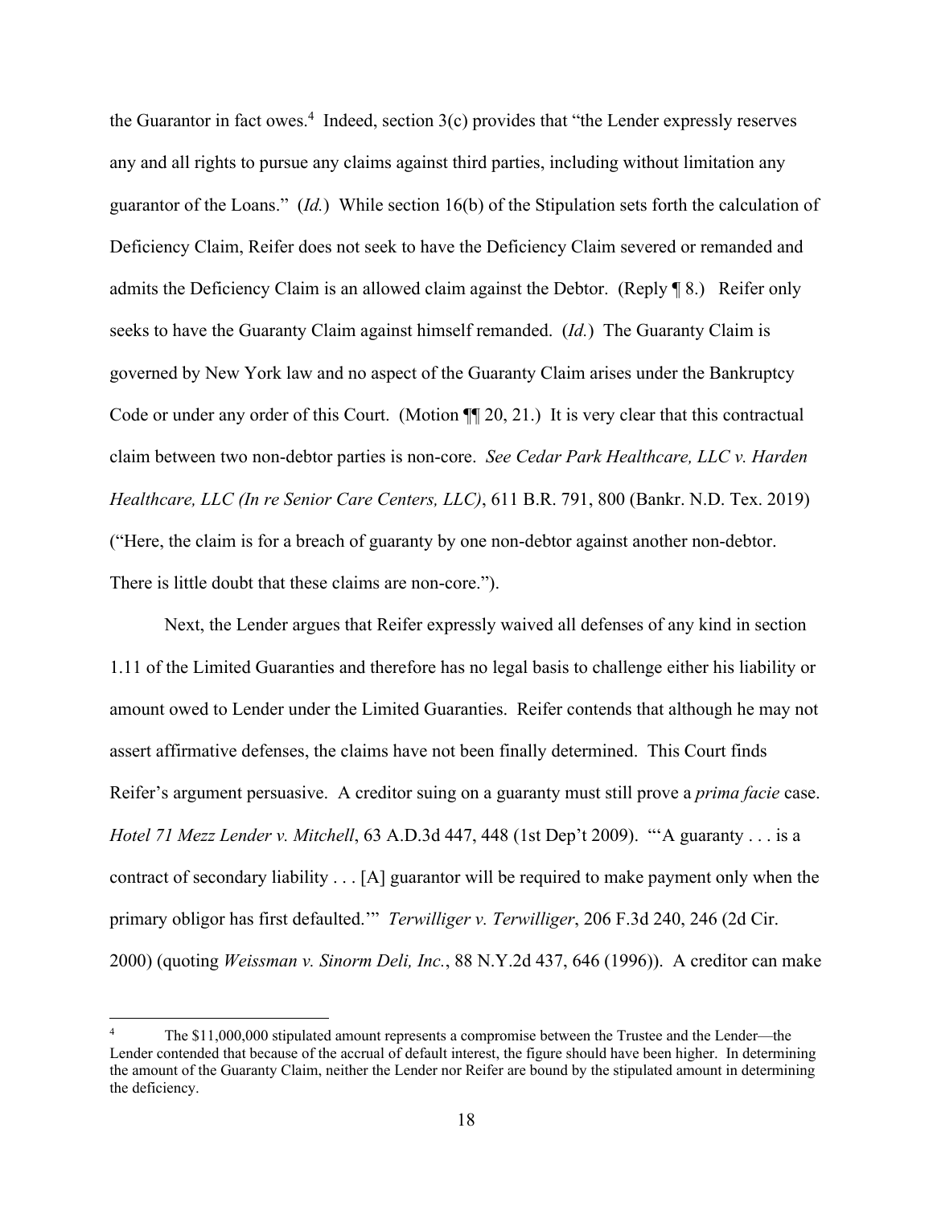the Guarantor in fact owes.[4] Indeed, section 3(c) provides that "the Lender expressly reserves any and all rights to pursue any claims against third parties, including without limitation any guarantor of the Loans." (*Id.*) While section 16(b) of the Stipulation sets forth the calculation of Deficiency Claim, Reifer does not seek to have the Deficiency Claim severed or remanded and admits the Deficiency Claim is an allowed claim against the Debtor. (Reply ¶ 8.) Reifer only seeks to have the Guaranty Claim against himself remanded. (*Id.*) The Guaranty Claim is governed by New York law and no aspect of the Guaranty Claim arises under the Bankruptcy Code or under any order of this Court. (Motion ¶¶ 20, 21.) It is very clear that this contractual claim between two non-debtor parties is non-core. *See Cedar Park Healthcare, LLC v. Harden Healthcare, LLC (In re Senior Care Centers, LLC)*, 611 B.R. 791, 800 (Bankr. N.D. Tex. 2019) ("Here, the claim is for a breach of guaranty by one non-debtor against another non-debtor. There is little doubt that these claims are non-core.").

Next, the Lender argues that Reifer expressly waived all defenses of any kind in section 1.11 of the Limited Guaranties and therefore has no legal basis to challenge either his liability or amount owed to Lender under the Limited Guaranties. Reifer contends that although he may not assert affirmative defenses, the claims have not been finally determined. This Court finds Reifer's argument persuasive. A creditor suing on a guaranty must still prove a *prima facie* case. *Hotel 71 Mezz Lender v. Mitchell*, 63 A.D.3d 447, 448 (1st Dep't 2009). "'A guaranty . . . is a contract of secondary liability . . . [A] guarantor will be required to make payment only when the primary obligor has first defaulted.'" *Terwilliger v. Terwilliger*, 206 F.3d 240, 246 (2d Cir. 2000) (quoting *Weissman v. Sinorm Deli, Inc.*, 88 N.Y.2d 437, 646 (1996)). A creditor can make

[4] The $11,000,000 stipulated amount represents a compromise between the Trustee and the Lender—the Lender contended that because of the accrual of default interest, the figure should have been higher. In determining the amount of the Guaranty Claim, neither the Lender nor Reifer are bound by the stipulated amount in determining the deficiency.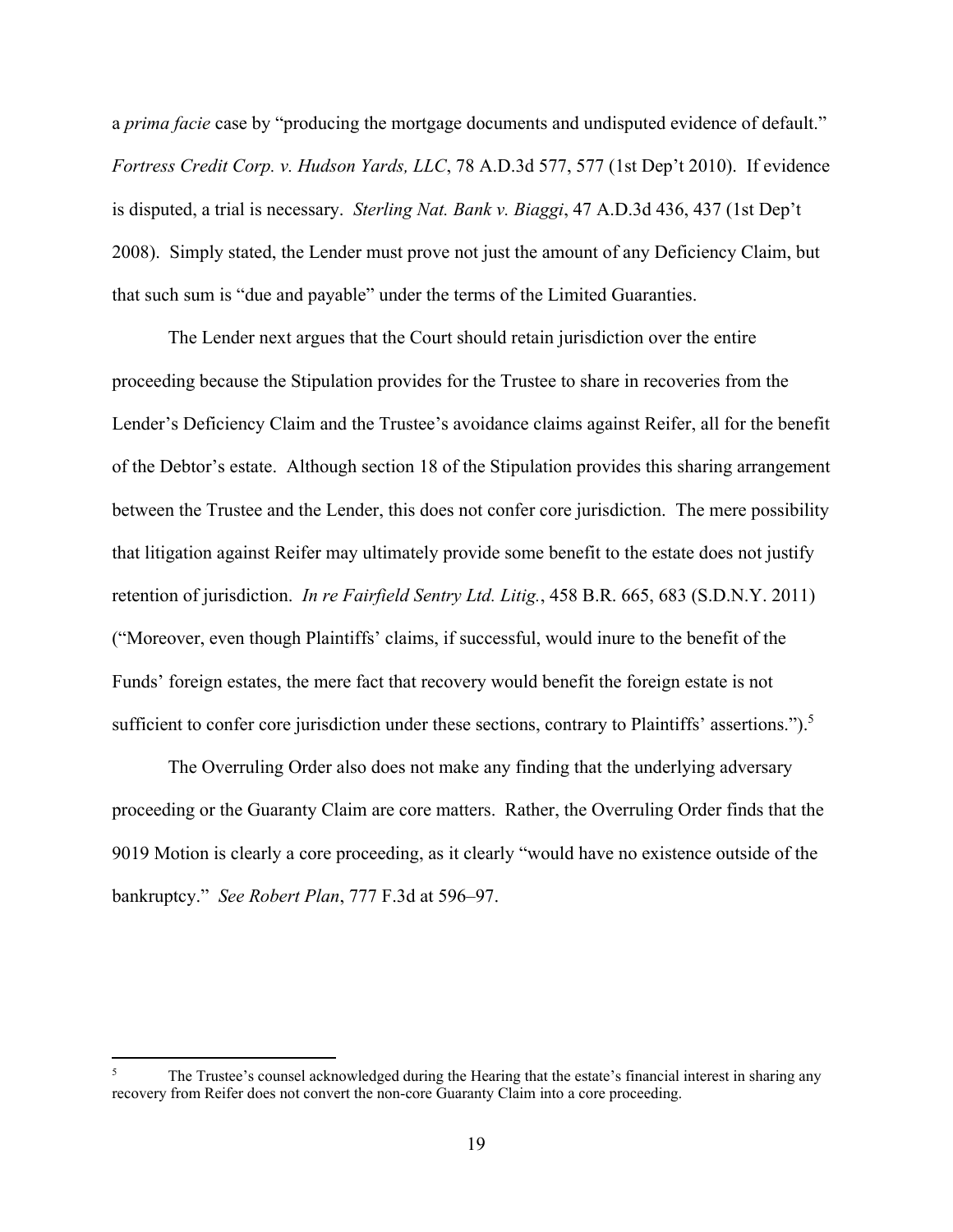a *prima facie* case by "producing the mortgage documents and undisputed evidence of default." *Fortress Credit Corp. v. Hudson Yards, LLC*, 78 A.D.3d 577, 577 (1st Dep't 2010). If evidence is disputed, a trial is necessary. *Sterling Nat. Bank v. Biaggi*, 47 A.D.3d 436, 437 (1st Dep't 2008). Simply stated, the Lender must prove not just the amount of any Deficiency Claim, but that such sum is "due and payable" under the terms of the Limited Guaranties.

The Lender next argues that the Court should retain jurisdiction over the entire proceeding because the Stipulation provides for the Trustee to share in recoveries from the Lender's Deficiency Claim and the Trustee's avoidance claims against Reifer, all for the benefit of the Debtor's estate. Although section 18 of the Stipulation provides this sharing arrangement between the Trustee and the Lender, this does not confer core jurisdiction. The mere possibility that litigation against Reifer may ultimately provide some benefit to the estate does not justify retention of jurisdiction. *In re Fairfield Sentry Ltd. Litig.*, 458 B.R. 665, 683 (S.D.N.Y. 2011) ("Moreover, even though Plaintiffs' claims, if successful, would inure to the benefit of the Funds' foreign estates, the mere fact that recovery would benefit the foreign estate is not sufficient to confer core jurisdiction under these sections, contrary to Plaintiffs' assertions.").[5]

The Overruling Order also does not make any finding that the underlying adversary proceeding or the Guaranty Claim are core matters. Rather, the Overruling Order finds that the 9019 Motion is clearly a core proceeding, as it clearly "would have no existence outside of the bankruptcy." *See Robert Plan*, 777 F.3d at 596–97.

---

[5] The Trustee's counsel acknowledged during the Hearing that the estate's financial interest in sharing any recovery from Reifer does not convert the non-core Guaranty Claim into a core proceeding.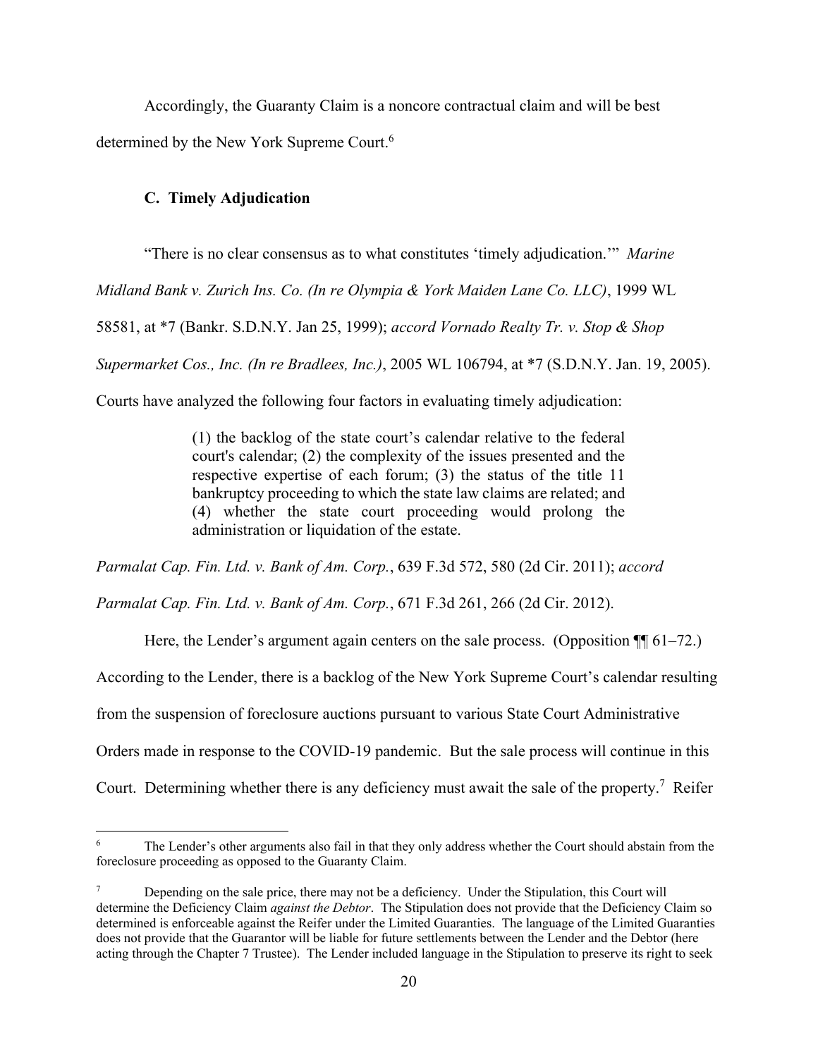Accordingly, the Guaranty Claim is a noncore contractual claim and will be best determined by the New York Supreme Court.[6]

### C. Timely Adjudication

"There is no clear consensus as to what constitutes 'timely adjudication.'" *Marine Midland Bank v. Zurich Ins. Co. (In re Olympia & York Maiden Lane Co. LLC)*, 1999 WL 58581, at *7 (Bankr. S.D.N.Y. Jan 25, 1999); *accord Vornado Realty Tr. v. Stop & Shop Supermarket Cos., Inc. (In re Bradlees, Inc.)*, 2005 WL 106794, at *7 (S.D.N.Y. Jan. 19, 2005). Courts have analyzed the following four factors in evaluating timely adjudication:

> (1) the backlog of the state court's calendar relative to the federal court's calendar; (2) the complexity of the issues presented and the respective expertise of each forum; (3) the status of the title 11 bankruptcy proceeding to which the state law claims are related; and (4) whether the state court proceeding would prolong the administration or liquidation of the estate.

*Parmalat Cap. Fin. Ltd. v. Bank of Am. Corp.*, 639 F.3d 572, 580 (2d Cir. 2011); *accord Parmalat Cap. Fin. Ltd. v. Bank of Am. Corp.*, 671 F.3d 261, 266 (2d Cir. 2012).

Here, the Lender's argument again centers on the sale process. (Opposition ¶¶ 61–72.) According to the Lender, there is a backlog of the New York Supreme Court's calendar resulting from the suspension of foreclosure auctions pursuant to various State Court Administrative Orders made in response to the COVID-19 pandemic. But the sale process will continue in this Court. Determining whether there is any deficiency must await the sale of the property.[7] Reifer

---

[6] The Lender's other arguments also fail in that they only address whether the Court should abstain from the foreclosure proceeding as opposed to the Guaranty Claim.

[7] Depending on the sale price, there may not be a deficiency. Under the Stipulation, this Court will determine the Deficiency Claim *against the Debtor*. The Stipulation does not provide that the Deficiency Claim so determined is enforceable against the Reifer under the Limited Guaranties. The language of the Limited Guaranties does not provide that the Guarantor will be liable for future settlements between the Lender and the Debtor (here acting through the Chapter 7 Trustee). The Lender included language in the Stipulation to preserve its right to seek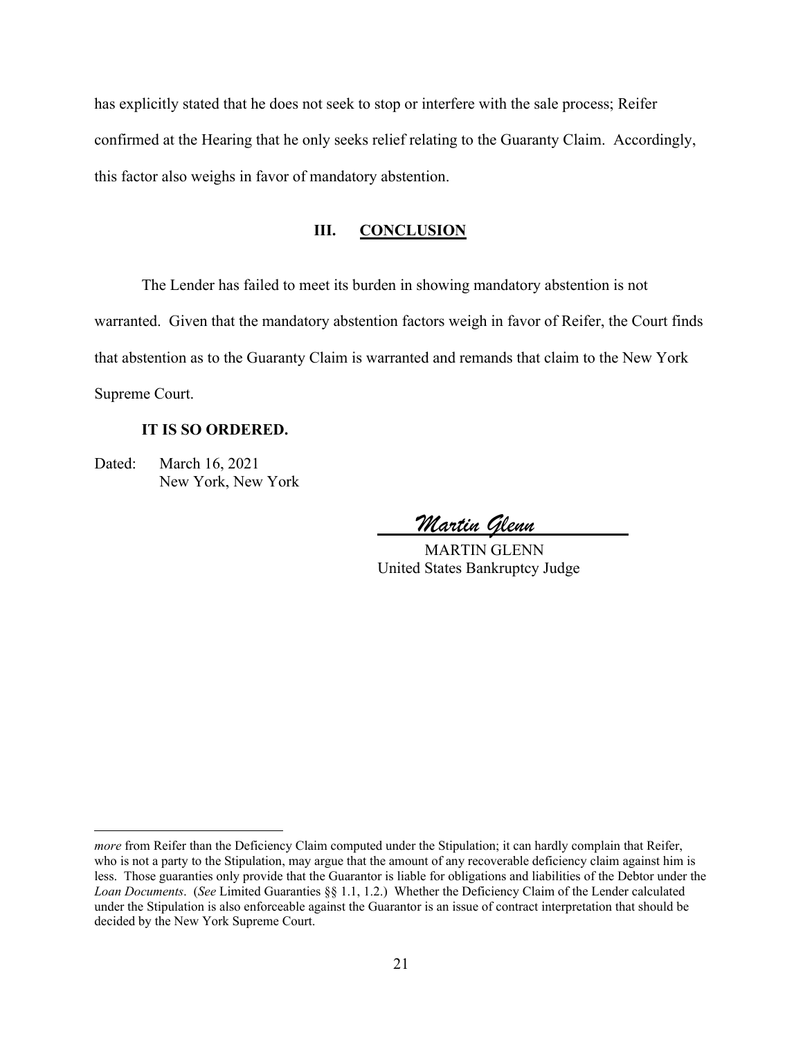has explicitly stated that he does not seek to stop or interfere with the sale process; Reifer confirmed at the Hearing that he only seeks relief relating to the Guaranty Claim. Accordingly, this factor also weighs in favor of mandatory abstention.

## III. CONCLUSION

The Lender has failed to meet its burden in showing mandatory abstention is not warranted. Given that the mandatory abstention factors weigh in favor of Reifer, the Court finds that abstention as to the Guaranty Claim is warranted and remands that claim to the New York Supreme Court.

**IT IS SO ORDERED.**

Dated: March 16, 2021
New York, New York

*Martin Glenn*

MARTIN GLENN
United States Bankruptcy Judge

---

*more* from Reifer than the Deficiency Claim computed under the Stipulation; it can hardly complain that Reifer, who is not a party to the Stipulation, may argue that the amount of any recoverable deficiency claim against him is less. Those guaranties only provide that the Guarantor is liable for obligations and liabilities of the Debtor under the *Loan Documents*. (*See* Limited Guaranties §§ 1.1, 1.2.) Whether the Deficiency Claim of the Lender calculated under the Stipulation is also enforceable against the Guarantor is an issue of contract interpretation that should be decided by the New York Supreme Court.